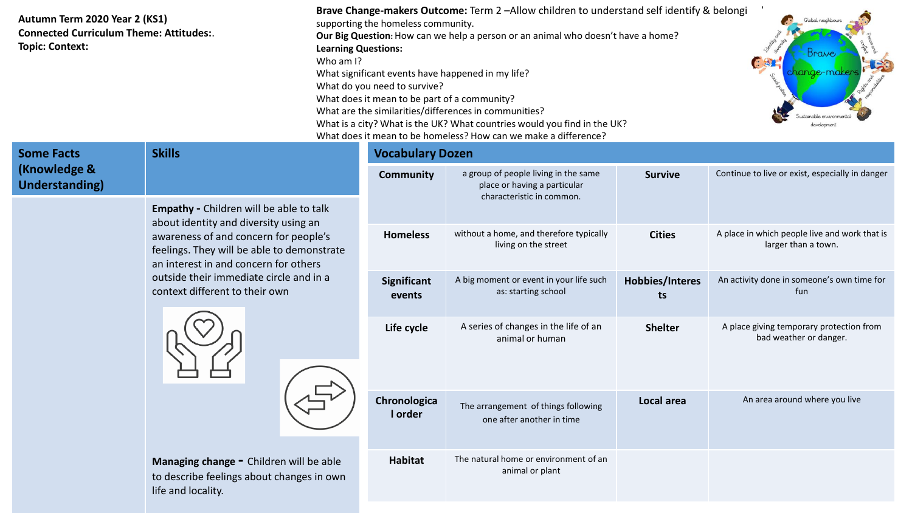**Autumn Term 2020 Year 2 (KS1)**
**Connected Curriculum Theme: Attitudes:**.
**Topic: Context:**

**Brave Change-makers Outcome:** Term 2 –Allow children to understand self identify & belongi supporting the homeless community.
**Our Big Question**: How can we help a person or an animal who doesn't have a home?
**Learning Questions:**
Who am I?
What significant events have happened in my life?
What do you need to survive?
What does it mean to be part of a community?
What are the similarities/differences in communities?
What is a city? What is the UK? What countries would you find in the UK?
What does it mean to be homeless? How can we make a difference?

| Some Facts (Knowledge & Understanding) | Skills |
|---|---|
| | **Empathy -** Children will be able to talk about identity and diversity using an awareness of and concern for people's feelings. They will be able to demonstrate an interest in and concern for others outside their immediate circle and in a context different to their own<br><br>**Managing change -** Children will be able to describe feelings about changes in own life and locality. |

## Vocabulary Dozen

| | | | |
|---|---|---|---|
| **Community** | a group of people living in the same place or having a particular characteristic in common. | **Survive** | Continue to live or exist, especially in danger |
| **Homeless** | without a home, and therefore typically living on the street | **Cities** | A place in which people live and work that is larger than a town. |
| **Significant events** | A big moment or event in your life such as: starting school | **Hobbies/Interests** | An activity done in someone's own time for fun |
| **Life cycle** | A series of changes in the life of an animal or human | **Shelter** | A place giving temporary protection from bad weather or danger. |
| **Chronological order** | The arrangement of things following one after another in time | **Local area** | An area around where you live |
| **Habitat** | The natural home or environment of an animal or plant | | |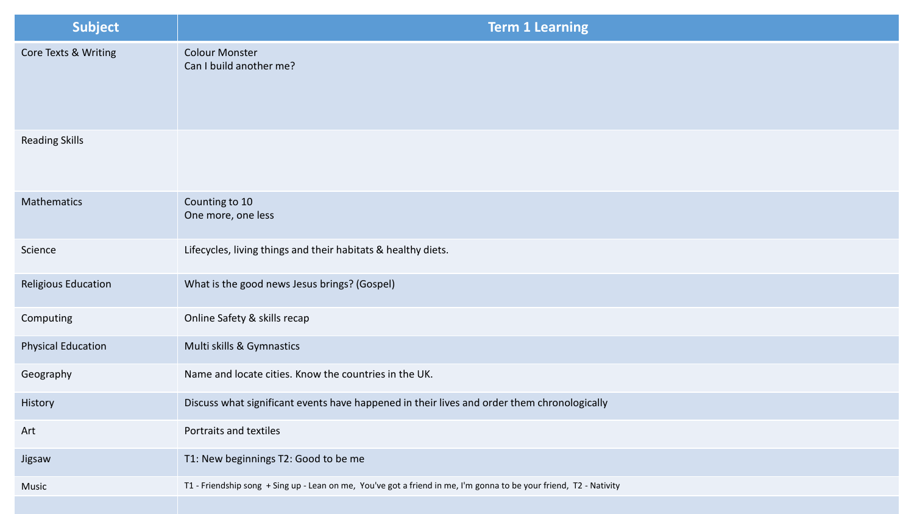| Subject | Term 1 Learning |
| --- | --- |
| Core Texts & Writing | Colour Monster<br>Can I build another me? |
| Reading Skills | |
| Mathematics | Counting to 10<br>One more, one less |
| Science | Lifecycles, living things and their habitats & healthy diets. |
| Religious Education | What is the good news Jesus brings? (Gospel) |
| Computing | Online Safety & skills recap |
| Physical Education | Multi skills & Gymnastics |
| Geography | Name and locate cities. Know the countries in the UK. |
| History | Discuss what significant events have happened in their lives and order them chronologically |
| Art | Portraits and textiles |
| Jigsaw | T1: New beginnings T2: Good to be me |
| Music | T1 - Friendship song + Sing up - Lean on me, You've got a friend in me, I'm gonna to be your friend, T2 - Nativity |
| | |